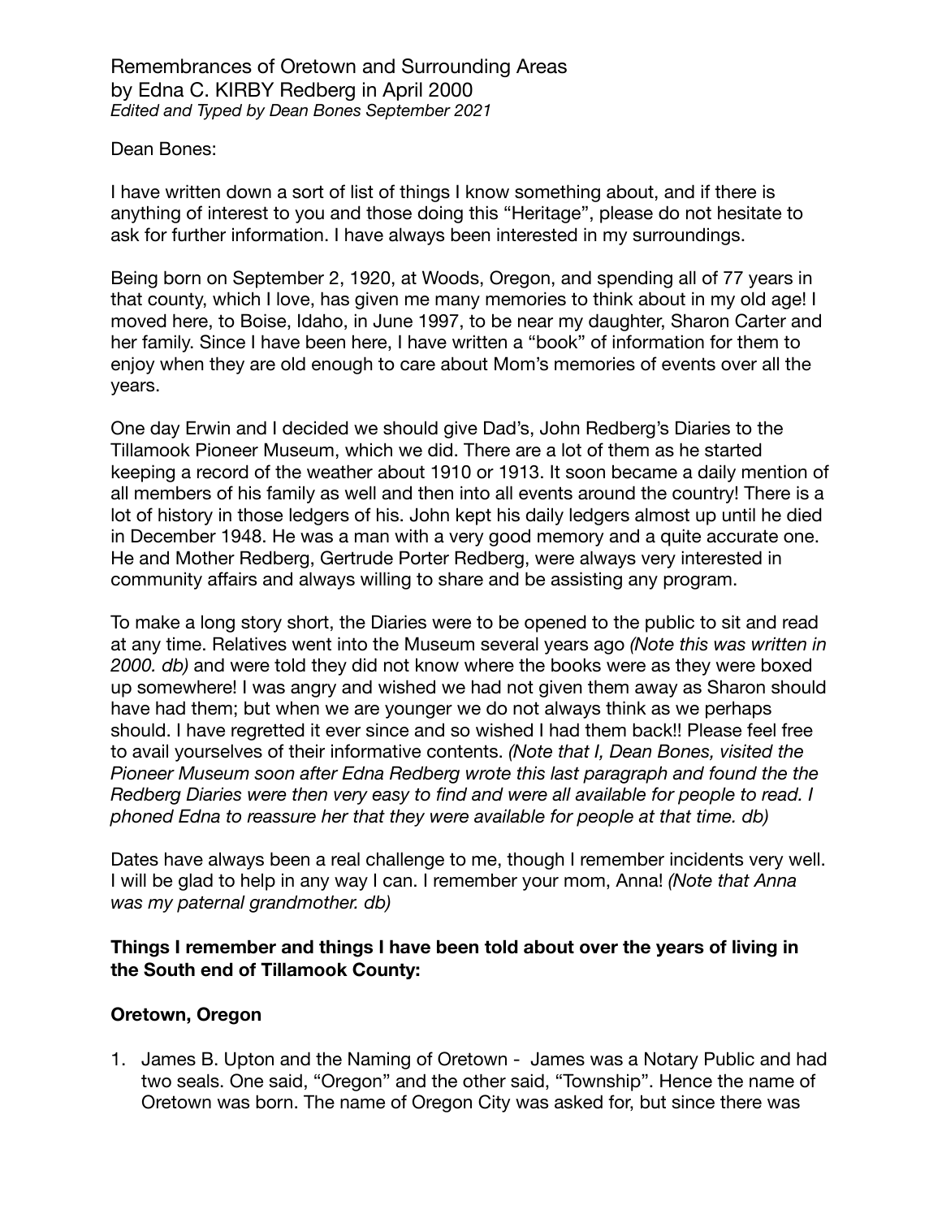Remembrances of Oretown and Surrounding Areas
by Edna C. KIRBY Redberg in April 2000
*Edited and Typed by Dean Bones September 2021*

Dean Bones:

I have written down a sort of list of things I know something about, and if there is anything of interest to you and those doing this "Heritage", please do not hesitate to ask for further information. I have always been interested in my surroundings.

Being born on September 2, 1920, at Woods, Oregon, and spending all of 77 years in that county, which I love, has given me many memories to think about in my old age! I moved here, to Boise, Idaho, in June 1997, to be near my daughter, Sharon Carter and her family. Since I have been here, I have written a "book" of information for them to enjoy when they are old enough to care about Mom's memories of events over all the years.

One day Erwin and I decided we should give Dad's, John Redberg's Diaries to the Tillamook Pioneer Museum, which we did. There are a lot of them as he started keeping a record of the weather about 1910 or 1913. It soon became a daily mention of all members of his family as well and then into all events around the country! There is a lot of history in those ledgers of his. John kept his daily ledgers almost up until he died in December 1948. He was a man with a very good memory and a quite accurate one. He and Mother Redberg, Gertrude Porter Redberg, were always very interested in community affairs and always willing to share and be assisting any program.

To make a long story short, the Diaries were to be opened to the public to sit and read at any time. Relatives went into the Museum several years ago *(Note this was written in 2000. db)* and were told they did not know where the books were as they were boxed up somewhere! I was angry and wished we had not given them away as Sharon should have had them; but when we are younger we do not always think as we perhaps should. I have regretted it ever since and so wished I had them back!! Please feel free to avail yourselves of their informative contents. *(Note that I, Dean Bones, visited the Pioneer Museum soon after Edna Redberg wrote this last paragraph and found the the Redberg Diaries were then very easy to find and were all available for people to read. I phoned Edna to reassure her that they were available for people at that time. db)*

Dates have always been a real challenge to me, though I remember incidents very well. I will be glad to help in any way I can. I remember your mom, Anna! *(Note that Anna was my paternal grandmother. db)*

**Things I remember and things I have been told about over the years of living in the South end of Tillamook County:**

**Oretown, Oregon**

1. James B. Upton and the Naming of Oretown - James was a Notary Public and had two seals. One said, "Oregon" and the other said, "Township". Hence the name of Oretown was born. The name of Oregon City was asked for, but since there was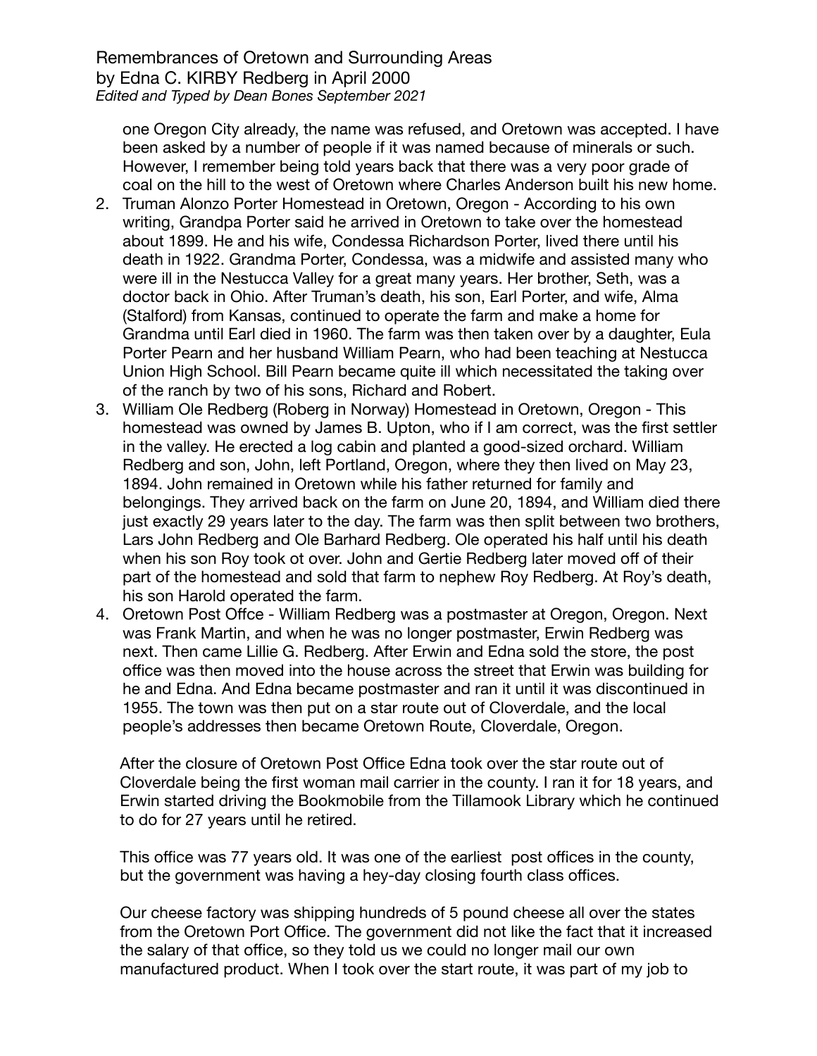one Oregon City already, the name was refused, and Oretown was accepted. I have been asked by a number of people if it was named because of minerals or such. However, I remember being told years back that there was a very poor grade of coal on the hill to the west of Oretown where Charles Anderson built his new home.

2. Truman Alonzo Porter Homestead in Oretown, Oregon - According to his own writing, Grandpa Porter said he arrived in Oretown to take over the homestead about 1899. He and his wife, Condessa Richardson Porter, lived there until his death in 1922. Grandma Porter, Condessa, was a midwife and assisted many who were ill in the Nestucca Valley for a great many years. Her brother, Seth, was a doctor back in Ohio. After Truman's death, his son, Earl Porter, and wife, Alma (Stalford) from Kansas, continued to operate the farm and make a home for Grandma until Earl died in 1960. The farm was then taken over by a daughter, Eula Porter Pearn and her husband William Pearn, who had been teaching at Nestucca Union High School. Bill Pearn became quite ill which necessitated the taking over of the ranch by two of his sons, Richard and Robert.
3. William Ole Redberg (Roberg in Norway) Homestead in Oretown, Oregon - This homestead was owned by James B. Upton, who if I am correct, was the first settler in the valley. He erected a log cabin and planted a good-sized orchard. William Redberg and son, John, left Portland, Oregon, where they then lived on May 23, 1894. John remained in Oretown while his father returned for family and belongings. They arrived back on the farm on June 20, 1894, and William died there just exactly 29 years later to the day. The farm was then split between two brothers, Lars John Redberg and Ole Barhard Redberg. Ole operated his half until his death when his son Roy took ot over. John and Gertie Redberg later moved off of their part of the homestead and sold that farm to nephew Roy Redberg. At Roy's death, his son Harold operated the farm.
4. Oretown Post Offce - William Redberg was a postmaster at Oregon, Oregon. Next was Frank Martin, and when he was no longer postmaster, Erwin Redberg was next. Then came Lillie G. Redberg. After Erwin and Edna sold the store, the post office was then moved into the house across the street that Erwin was building for he and Edna. And Edna became postmaster and ran it until it was discontinued in 1955. The town was then put on a star route out of Cloverdale, and the local people's addresses then became Oretown Route, Cloverdale, Oregon.

   After the closure of Oretown Post Office Edna took over the star route out of Cloverdale being the first woman mail carrier in the county. I ran it for 18 years, and Erwin started driving the Bookmobile from the Tillamook Library which he continued to do for 27 years until he retired.

   This office was 77 years old. It was one of the earliest post offices in the county, but the government was having a hey-day closing fourth class offices.

   Our cheese factory was shipping hundreds of 5 pound cheese all over the states from the Oretown Port Office. The government did not like the fact that it increased the salary of that office, so they told us we could no longer mail our own manufactured product. When I took over the start route, it was part of my job to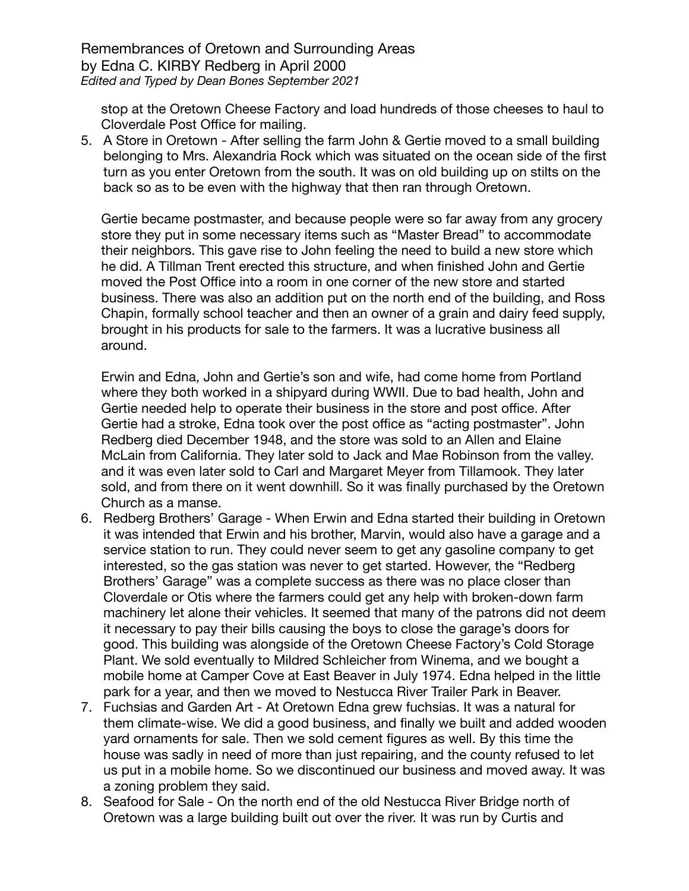stop at the Oretown Cheese Factory and load hundreds of those cheeses to haul to Cloverdale Post Office for mailing.

5. A Store in Oretown - After selling the farm John & Gertie moved to a small building belonging to Mrs. Alexandria Rock which was situated on the ocean side of the first turn as you enter Oretown from the south. It was on old building up on stilts on the back so as to be even with the highway that then ran through Oretown.

   Gertie became postmaster, and because people were so far away from any grocery store they put in some necessary items such as "Master Bread" to accommodate their neighbors. This gave rise to John feeling the need to build a new store which he did. A Tillman Trent erected this structure, and when finished John and Gertie moved the Post Office into a room in one corner of the new store and started business. There was also an addition put on the north end of the building, and Ross Chapin, formally school teacher and then an owner of a grain and dairy feed supply, brought in his products for sale to the farmers. It was a lucrative business all around.

   Erwin and Edna, John and Gertie's son and wife, had come home from Portland where they both worked in a shipyard during WWII. Due to bad health, John and Gertie needed help to operate their business in the store and post office. After Gertie had a stroke, Edna took over the post office as "acting postmaster". John Redberg died December 1948, and the store was sold to an Allen and Elaine McLain from California. They later sold to Jack and Mae Robinson from the valley. and it was even later sold to Carl and Margaret Meyer from Tillamook. They later sold, and from there on it went downhill. So it was finally purchased by the Oretown Church as a manse.

6. Redberg Brothers' Garage - When Erwin and Edna started their building in Oretown it was intended that Erwin and his brother, Marvin, would also have a garage and a service station to run. They could never seem to get any gasoline company to get interested, so the gas station was never to get started. However, the "Redberg Brothers' Garage" was a complete success as there was no place closer than Cloverdale or Otis where the farmers could get any help with broken-down farm machinery let alone their vehicles. It seemed that many of the patrons did not deem it necessary to pay their bills causing the boys to close the garage's doors for good. This building was alongside of the Oretown Cheese Factory's Cold Storage Plant. We sold eventually to Mildred Schleicher from Winema, and we bought a mobile home at Camper Cove at East Beaver in July 1974. Edna helped in the little park for a year, and then we moved to Nestucca River Trailer Park in Beaver.

7. Fuchsias and Garden Art - At Oretown Edna grew fuchsias. It was a natural for them climate-wise. We did a good business, and finally we built and added wooden yard ornaments for sale. Then we sold cement figures as well. By this time the house was sadly in need of more than just repairing, and the county refused to let us put in a mobile home. So we discontinued our business and moved away. It was a zoning problem they said.

8. Seafood for Sale - On the north end of the old Nestucca River Bridge north of Oretown was a large building built out over the river. It was run by Curtis and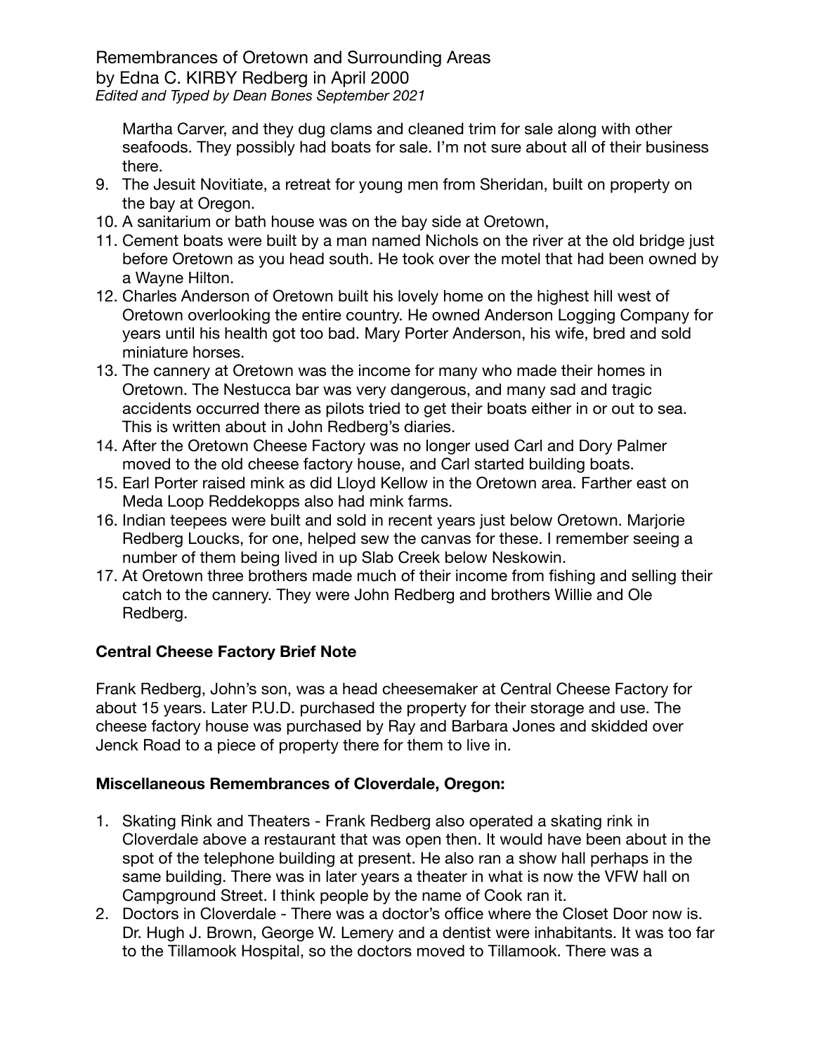Martha Carver, and they dug clams and cleaned trim for sale along with other seafoods. They possibly had boats for sale. I'm not sure about all of their business there.

9. The Jesuit Novitiate, a retreat for young men from Sheridan, built on property on the bay at Oregon.
10. A sanitarium or bath house was on the bay side at Oretown,
11. Cement boats were built by a man named Nichols on the river at the old bridge just before Oretown as you head south. He took over the motel that had been owned by a Wayne Hilton.
12. Charles Anderson of Oretown built his lovely home on the highest hill west of Oretown overlooking the entire country. He owned Anderson Logging Company for years until his health got too bad. Mary Porter Anderson, his wife, bred and sold miniature horses.
13. The cannery at Oretown was the income for many who made their homes in Oretown. The Nestucca bar was very dangerous, and many sad and tragic accidents occurred there as pilots tried to get their boats either in or out to sea. This is written about in John Redberg's diaries.
14. After the Oretown Cheese Factory was no longer used Carl and Dory Palmer moved to the old cheese factory house, and Carl started building boats.
15. Earl Porter raised mink as did Lloyd Kellow in the Oretown area. Farther east on Meda Loop Reddekopps also had mink farms.
16. Indian teepees were built and sold in recent years just below Oretown. Marjorie Redberg Loucks, for one, helped sew the canvas for these. I remember seeing a number of them being lived in up Slab Creek below Neskowin.
17. At Oretown three brothers made much of their income from fishing and selling their catch to the cannery. They were John Redberg and brothers Willie and Ole Redberg.

**Central Cheese Factory Brief Note**

Frank Redberg, John's son, was a head cheesemaker at Central Cheese Factory for about 15 years. Later P.U.D. purchased the property for their storage and use. The cheese factory house was purchased by Ray and Barbara Jones and skidded over Jenck Road to a piece of property there for them to live in.

**Miscellaneous Remembrances of Cloverdale, Oregon:**

1. Skating Rink and Theaters - Frank Redberg also operated a skating rink in Cloverdale above a restaurant that was open then. It would have been about in the spot of the telephone building at present. He also ran a show hall perhaps in the same building. There was in later years a theater in what is now the VFW hall on Campground Street. I think people by the name of Cook ran it.
2. Doctors in Cloverdale - There was a doctor's office where the Closet Door now is. Dr. Hugh J. Brown, George W. Lemery and a dentist were inhabitants. It was too far to the Tillamook Hospital, so the doctors moved to Tillamook. There was a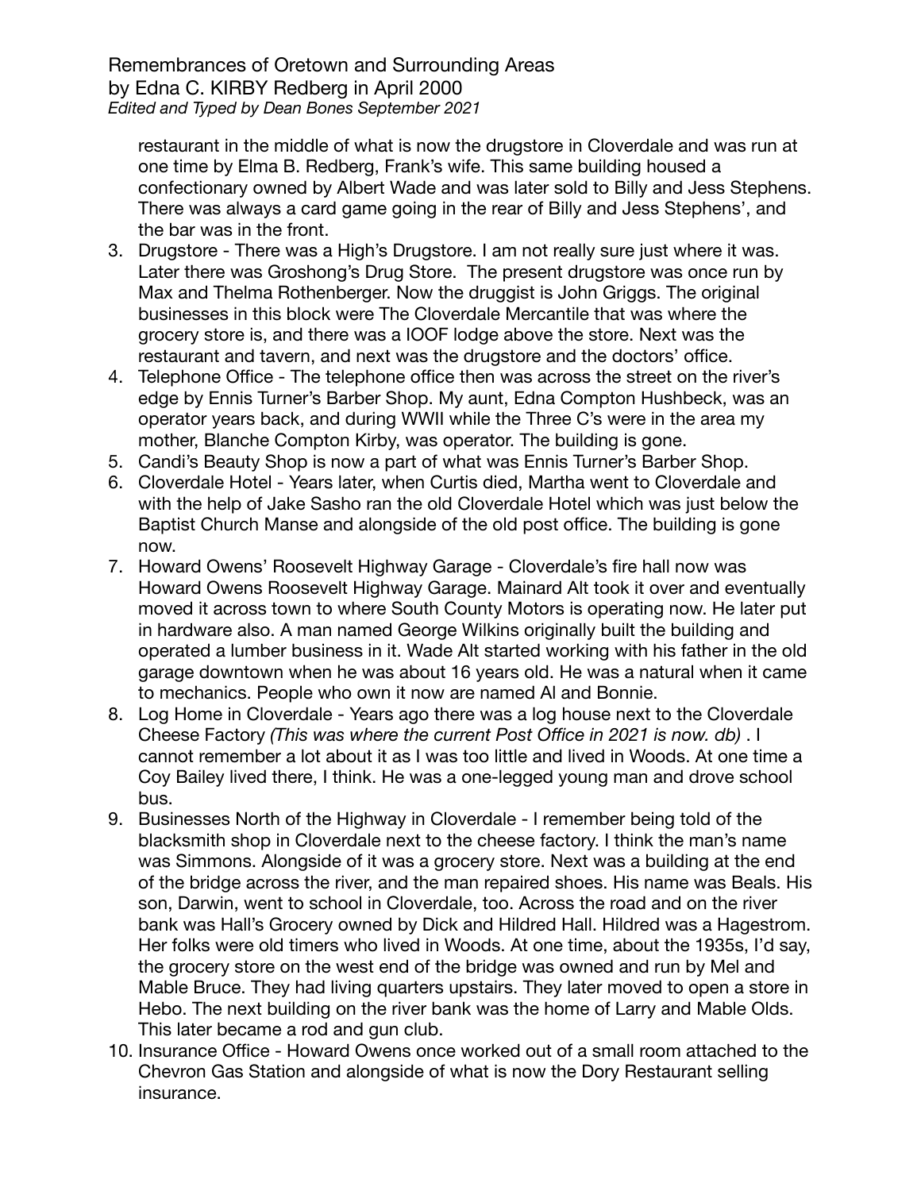restaurant in the middle of what is now the drugstore in Cloverdale and was run at one time by Elma B. Redberg, Frank's wife. This same building housed a confectionary owned by Albert Wade and was later sold to Billy and Jess Stephens. There was always a card game going in the rear of Billy and Jess Stephens', and the bar was in the front.

3. Drugstore - There was a High's Drugstore. I am not really sure just where it was. Later there was Groshong's Drug Store. The present drugstore was once run by Max and Thelma Rothenberger. Now the druggist is John Griggs. The original businesses in this block were The Cloverdale Mercantile that was where the grocery store is, and there was a IOOF lodge above the store. Next was the restaurant and tavern, and next was the drugstore and the doctors' office.
4. Telephone Office - The telephone office then was across the street on the river's edge by Ennis Turner's Barber Shop. My aunt, Edna Compton Hushbeck, was an operator years back, and during WWII while the Three C's were in the area my mother, Blanche Compton Kirby, was operator. The building is gone.
5. Candi's Beauty Shop is now a part of what was Ennis Turner's Barber Shop.
6. Cloverdale Hotel - Years later, when Curtis died, Martha went to Cloverdale and with the help of Jake Sasho ran the old Cloverdale Hotel which was just below the Baptist Church Manse and alongside of the old post office. The building is gone now.
7. Howard Owens' Roosevelt Highway Garage - Cloverdale's fire hall now was Howard Owens Roosevelt Highway Garage. Mainard Alt took it over and eventually moved it across town to where South County Motors is operating now. He later put in hardware also. A man named George Wilkins originally built the building and operated a lumber business in it. Wade Alt started working with his father in the old garage downtown when he was about 16 years old. He was a natural when it came to mechanics. People who own it now are named Al and Bonnie.
8. Log Home in Cloverdale - Years ago there was a log house next to the Cloverdale Cheese Factory *(This was where the current Post Office in 2021 is now. db)* . I cannot remember a lot about it as I was too little and lived in Woods. At one time a Coy Bailey lived there, I think. He was a one-legged young man and drove school bus.
9. Businesses North of the Highway in Cloverdale - I remember being told of the blacksmith shop in Cloverdale next to the cheese factory. I think the man's name was Simmons. Alongside of it was a grocery store. Next was a building at the end of the bridge across the river, and the man repaired shoes. His name was Beals. His son, Darwin, went to school in Cloverdale, too. Across the road and on the river bank was Hall's Grocery owned by Dick and Hildred Hall. Hildred was a Hagestrom. Her folks were old timers who lived in Woods. At one time, about the 1935s, I'd say, the grocery store on the west end of the bridge was owned and run by Mel and Mable Bruce. They had living quarters upstairs. They later moved to open a store in Hebo. The next building on the river bank was the home of Larry and Mable Olds. This later became a rod and gun club.
10. Insurance Office - Howard Owens once worked out of a small room attached to the Chevron Gas Station and alongside of what is now the Dory Restaurant selling insurance.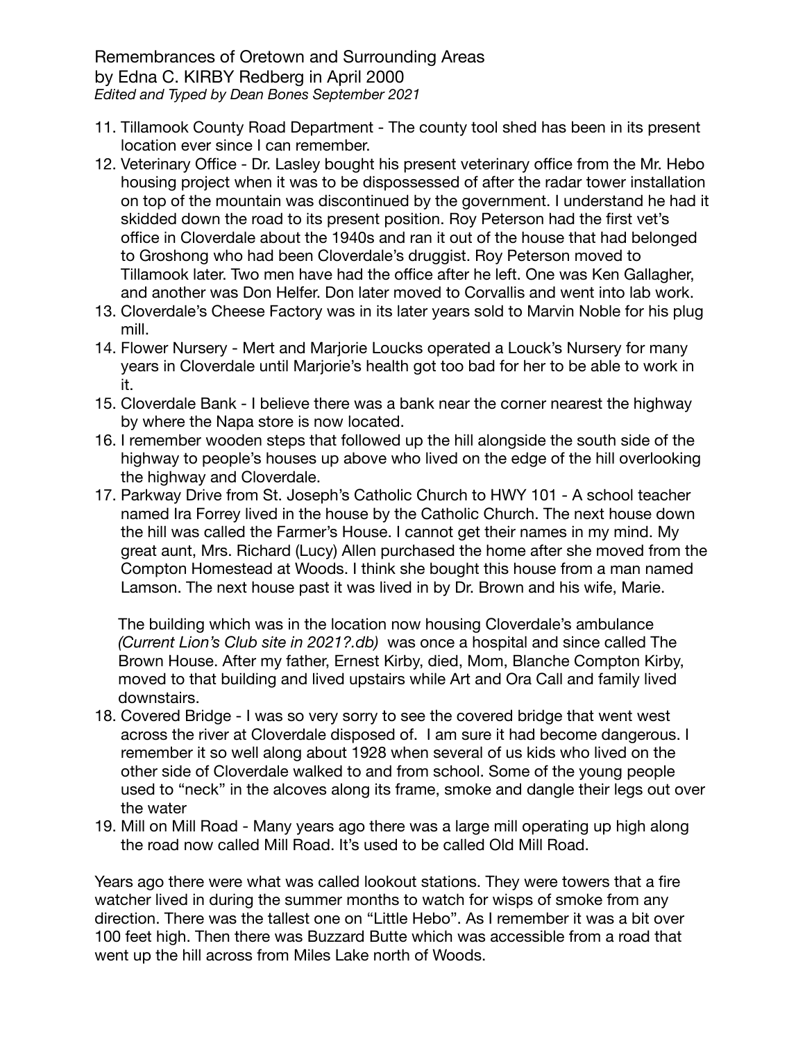Remembrances of Oretown and Surrounding Areas
by Edna C. KIRBY Redberg in April 2000
*Edited and Typed by Dean Bones September 2021*

11. Tillamook County Road Department - The county tool shed has been in its present location ever since I can remember.
12. Veterinary Office - Dr. Lasley bought his present veterinary office from the Mr. Hebo housing project when it was to be dispossessed of after the radar tower installation on top of the mountain was discontinued by the government. I understand he had it skidded down the road to its present position. Roy Peterson had the first vet's office in Cloverdale about the 1940s and ran it out of the house that had belonged to Groshong who had been Cloverdale's druggist. Roy Peterson moved to Tillamook later. Two men have had the office after he left. One was Ken Gallagher, and another was Don Helfer. Don later moved to Corvallis and went into lab work.
13. Cloverdale's Cheese Factory was in its later years sold to Marvin Noble for his plug mill.
14. Flower Nursery - Mert and Marjorie Loucks operated a Louck's Nursery for many years in Cloverdale until Marjorie's health got too bad for her to be able to work in it.
15. Cloverdale Bank - I believe there was a bank near the corner nearest the highway by where the Napa store is now located.
16. I remember wooden steps that followed up the hill alongside the south side of the highway to people's houses up above who lived on the edge of the hill overlooking the highway and Cloverdale.
17. Parkway Drive from St. Joseph's Catholic Church to HWY 101 - A school teacher named Ira Forrey lived in the house by the Catholic Church. The next house down the hill was called the Farmer's House. I cannot get their names in my mind. My great aunt, Mrs. Richard (Lucy) Allen purchased the home after she moved from the Compton Homestead at Woods. I think she bought this house from a man named Lamson. The next house past it was lived in by Dr. Brown and his wife, Marie.

    The building which was in the location now housing Cloverdale's ambulance *(Current Lion's Club site in 2021?.db)* was once a hospital and since called The Brown House. After my father, Ernest Kirby, died, Mom, Blanche Compton Kirby, moved to that building and lived upstairs while Art and Ora Call and family lived downstairs.
18. Covered Bridge - I was so very sorry to see the covered bridge that went west across the river at Cloverdale disposed of. I am sure it had become dangerous. I remember it so well along about 1928 when several of us kids who lived on the other side of Cloverdale walked to and from school. Some of the young people used to "neck" in the alcoves along its frame, smoke and dangle their legs out over the water
19. Mill on Mill Road - Many years ago there was a large mill operating up high along the road now called Mill Road. It's used to be called Old Mill Road.

Years ago there were what was called lookout stations. They were towers that a fire watcher lived in during the summer months to watch for wisps of smoke from any direction. There was the tallest one on "Little Hebo". As I remember it was a bit over 100 feet high. Then there was Buzzard Butte which was accessible from a road that went up the hill across from Miles Lake north of Woods.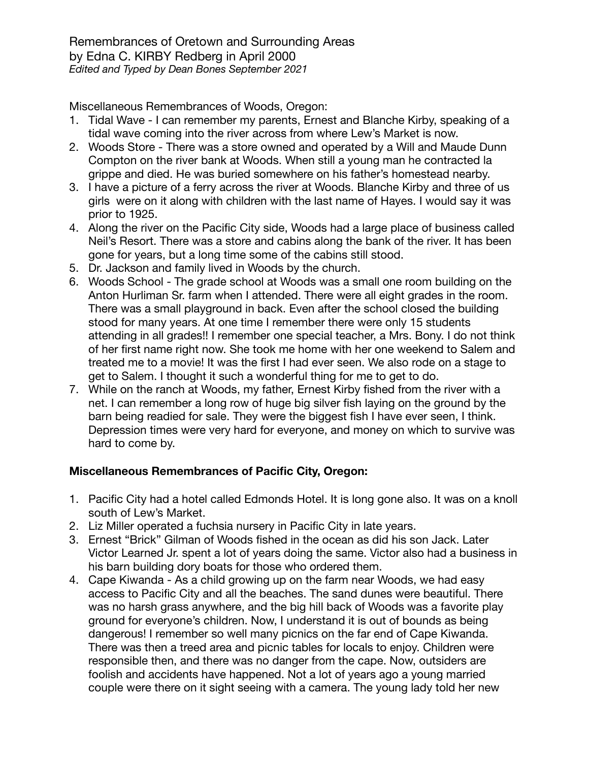Remembrances of Oretown and Surrounding Areas
by Edna C. KIRBY Redberg in April 2000
*Edited and Typed by Dean Bones September 2021*

Miscellaneous Remembrances of Woods, Oregon:

1. Tidal Wave - I can remember my parents, Ernest and Blanche Kirby, speaking of a tidal wave coming into the river across from where Lew's Market is now.
2. Woods Store - There was a store owned and operated by a Will and Maude Dunn Compton on the river bank at Woods. When still a young man he contracted la grippe and died. He was buried somewhere on his father's homestead nearby.
3. I have a picture of a ferry across the river at Woods. Blanche Kirby and three of us girls were on it along with children with the last name of Hayes. I would say it was prior to 1925.
4. Along the river on the Pacific City side, Woods had a large place of business called Neil's Resort. There was a store and cabins along the bank of the river. It has been gone for years, but a long time some of the cabins still stood.
5. Dr. Jackson and family lived in Woods by the church.
6. Woods School - The grade school at Woods was a small one room building on the Anton Hurliman Sr. farm when I attended. There were all eight grades in the room. There was a small playground in back. Even after the school closed the building stood for many years. At one time I remember there were only 15 students attending in all grades!! I remember one special teacher, a Mrs. Bony. I do not think of her first name right now. She took me home with her one weekend to Salem and treated me to a movie! It was the first I had ever seen. We also rode on a stage to get to Salem. I thought it such a wonderful thing for me to get to do.
7. While on the ranch at Woods, my father, Ernest Kirby fished from the river with a net. I can remember a long row of huge big silver fish laying on the ground by the barn being readied for sale. They were the biggest fish I have ever seen, I think. Depression times were very hard for everyone, and money on which to survive was hard to come by.

**Miscellaneous Remembrances of Pacific City, Oregon:**

1. Pacific City had a hotel called Edmonds Hotel. It is long gone also. It was on a knoll south of Lew's Market.
2. Liz Miller operated a fuchsia nursery in Pacific City in late years.
3. Ernest "Brick" Gilman of Woods fished in the ocean as did his son Jack. Later Victor Learned Jr. spent a lot of years doing the same. Victor also had a business in his barn building dory boats for those who ordered them.
4. Cape Kiwanda - As a child growing up on the farm near Woods, we had easy access to Pacific City and all the beaches. The sand dunes were beautiful. There was no harsh grass anywhere, and the big hill back of Woods was a favorite play ground for everyone's children. Now, I understand it is out of bounds as being dangerous! I remember so well many picnics on the far end of Cape Kiwanda. There was then a treed area and picnic tables for locals to enjoy. Children were responsible then, and there was no danger from the cape. Now, outsiders are foolish and accidents have happened. Not a lot of years ago a young married couple were there on it sight seeing with a camera. The young lady told her new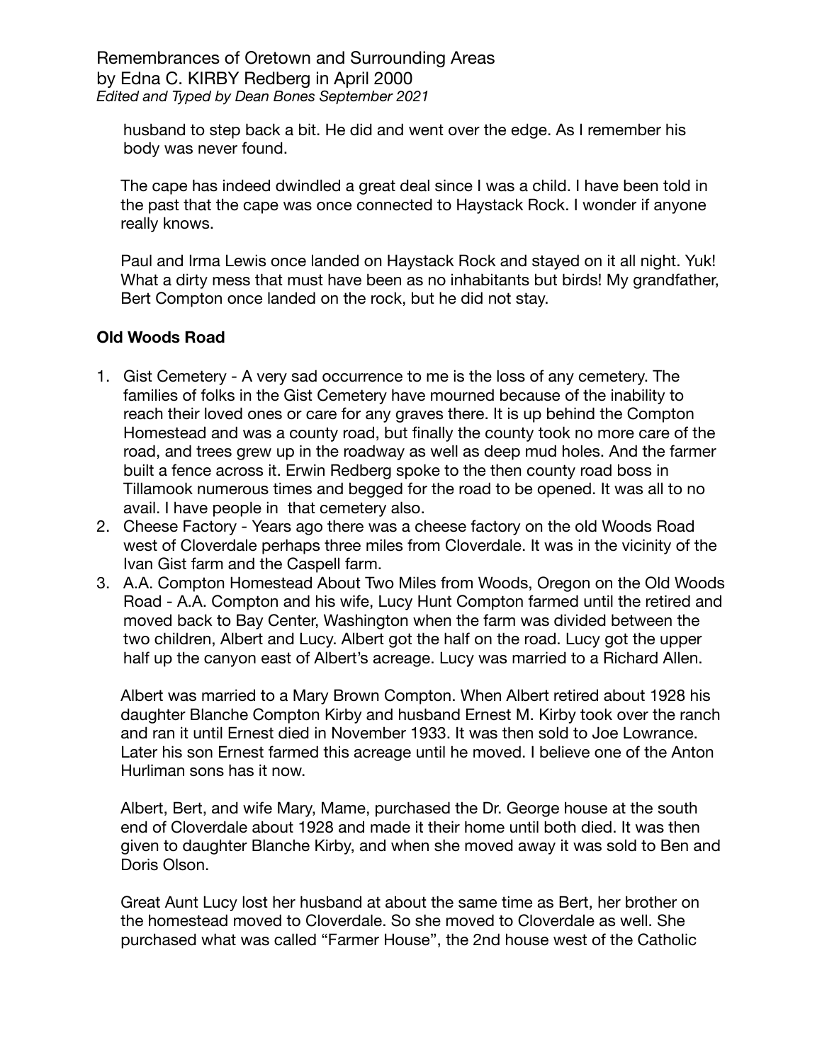husband to step back a bit. He did and went over the edge. As I remember his body was never found.

The cape has indeed dwindled a great deal since I was a child. I have been told in the past that the cape was once connected to Haystack Rock. I wonder if anyone really knows.

Paul and Irma Lewis once landed on Haystack Rock and stayed on it all night. Yuk! What a dirty mess that must have been as no inhabitants but birds! My grandfather, Bert Compton once landed on the rock, but he did not stay.

**Old Woods Road**

1. Gist Cemetery - A very sad occurrence to me is the loss of any cemetery. The families of folks in the Gist Cemetery have mourned because of the inability to reach their loved ones or care for any graves there. It is up behind the Compton Homestead and was a county road, but finally the county took no more care of the road, and trees grew up in the roadway as well as deep mud holes. And the farmer built a fence across it. Erwin Redberg spoke to the then county road boss in Tillamook numerous times and begged for the road to be opened. It was all to no avail. I have people in that cemetery also.
2. Cheese Factory - Years ago there was a cheese factory on the old Woods Road west of Cloverdale perhaps three miles from Cloverdale. It was in the vicinity of the Ivan Gist farm and the Caspell farm.
3. A.A. Compton Homestead About Two Miles from Woods, Oregon on the Old Woods Road - A.A. Compton and his wife, Lucy Hunt Compton farmed until the retired and moved back to Bay Center, Washington when the farm was divided between the two children, Albert and Lucy. Albert got the half on the road. Lucy got the upper half up the canyon east of Albert's acreage. Lucy was married to a Richard Allen.

   Albert was married to a Mary Brown Compton. When Albert retired about 1928 his daughter Blanche Compton Kirby and husband Ernest M. Kirby took over the ranch and ran it until Ernest died in November 1933. It was then sold to Joe Lowrance. Later his son Ernest farmed this acreage until he moved. I believe one of the Anton Hurliman sons has it now.

   Albert, Bert, and wife Mary, Mame, purchased the Dr. George house at the south end of Cloverdale about 1928 and made it their home until both died. It was then given to daughter Blanche Kirby, and when she moved away it was sold to Ben and Doris Olson.

   Great Aunt Lucy lost her husband at about the same time as Bert, her brother on the homestead moved to Cloverdale. So she moved to Cloverdale as well. She purchased what was called "Farmer House", the 2nd house west of the Catholic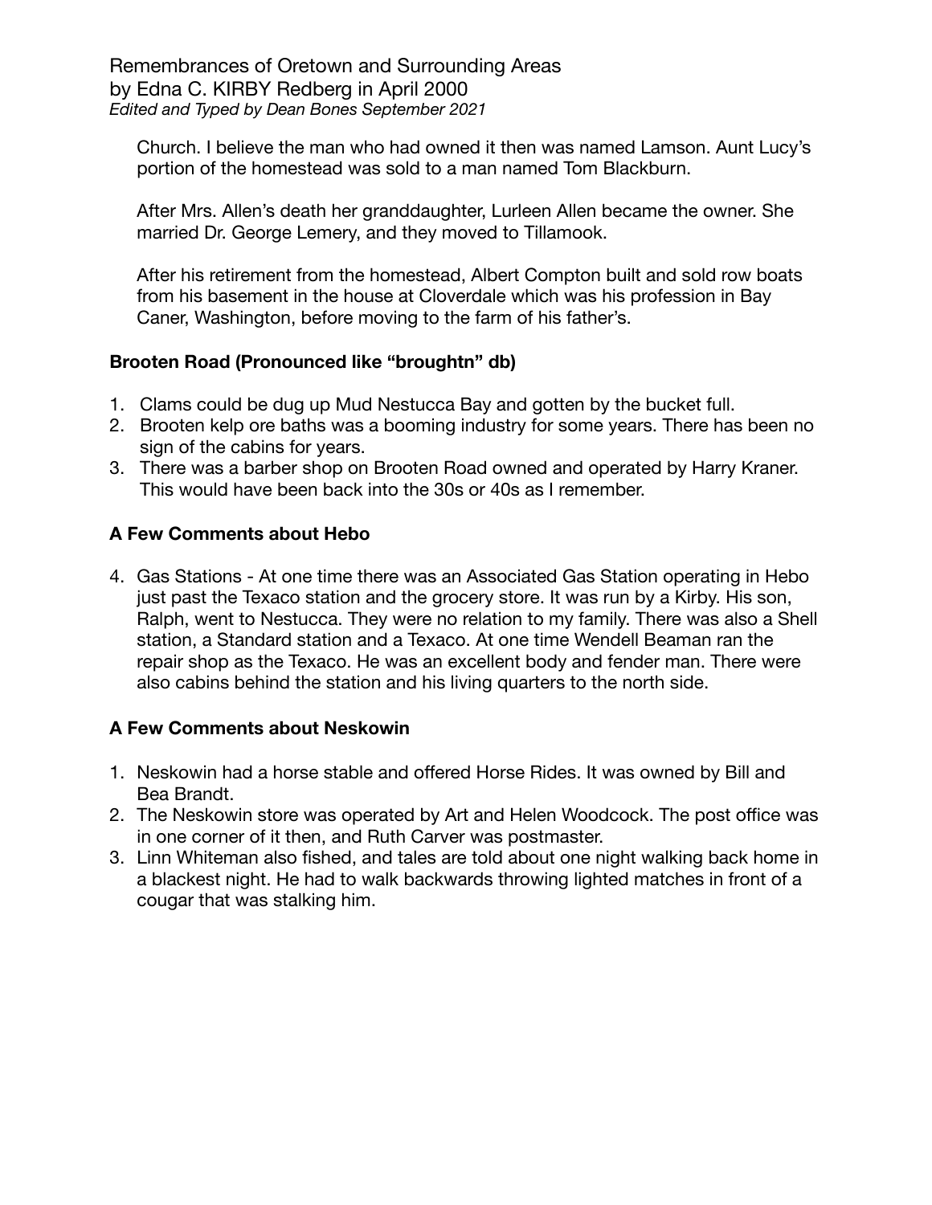Church. I believe the man who had owned it then was named Lamson. Aunt Lucy's portion of the homestead was sold to a man named Tom Blackburn.

After Mrs. Allen's death her granddaughter, Lurleen Allen became the owner. She married Dr. George Lemery, and they moved to Tillamook.

After his retirement from the homestead, Albert Compton built and sold row boats from his basement in the house at Cloverdale which was his profession in Bay Caner, Washington, before moving to the farm of his father's.

### Brooten Road (Pronounced like "broughtn" db)

1. Clams could be dug up Mud Nestucca Bay and gotten by the bucket full.
2. Brooten kelp ore baths was a booming industry for some years. There has been no sign of the cabins for years.
3. There was a barber shop on Brooten Road owned and operated by Harry Kraner. This would have been back into the 30s or 40s as I remember.

### A Few Comments about Hebo

4. Gas Stations - At one time there was an Associated Gas Station operating in Hebo just past the Texaco station and the grocery store. It was run by a Kirby. His son, Ralph, went to Nestucca. They were no relation to my family. There was also a Shell station, a Standard station and a Texaco. At one time Wendell Beaman ran the repair shop as the Texaco. He was an excellent body and fender man. There were also cabins behind the station and his living quarters to the north side.

### A Few Comments about Neskowin

1. Neskowin had a horse stable and offered Horse Rides. It was owned by Bill and Bea Brandt.
2. The Neskowin store was operated by Art and Helen Woodcock. The post office was in one corner of it then, and Ruth Carver was postmaster.
3. Linn Whiteman also fished, and tales are told about one night walking back home in a blackest night. He had to walk backwards throwing lighted matches in front of a cougar that was stalking him.